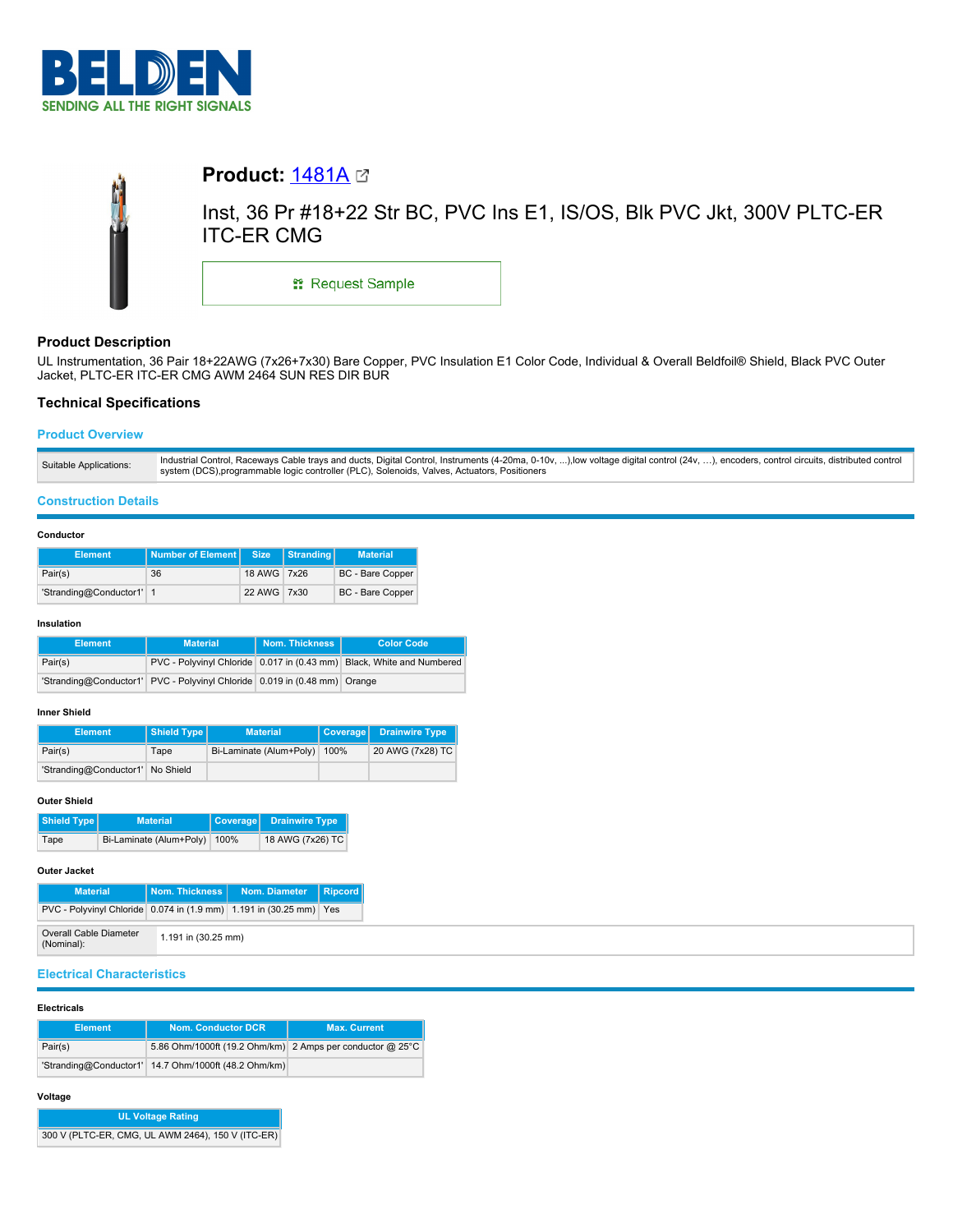# Product: 1481A

Inst, 36 Pr #18+22 Str BC, PVC Ins E1, IS/OS, Blk PVC Jkt, 300V PLTC-ER ITC-ER CMG

Request Sample

## Product Description

UL Instrumentation, 36 Pair 18+22AWG (7x26+7x30) Bare Copper, PVC Insulation E1 Color Code, Individual & Overall Beldfoil® Shield, Black PVC Outer Jacket, PLTC-ER ITC-ER CMG AWM 2464 SUN RES DIR BUR

## Technical Specifications

### Product Overview

| | |
|---|---|
| Suitable Applications: | Industrial Control, Raceways Cable trays and ducts, Digital Control, Instruments (4-20ma, 0-10v, ...),low voltage digital control (24v, …), encoders, control circuits, distributed control system (DCS),programmable logic controller (PLC), Solenoids, Valves, Actuators, Positioners |

### Construction Details

**Conductor**

| Element | Number of Element | Size | Stranding | Material |
|---|---|---|---|---|
| Pair(s) | 36 | 18 AWG | 7x26 | BC - Bare Copper |
| 'Stranding@Conductor1' | 1 | 22 AWG | 7x30 | BC - Bare Copper |

**Insulation**

| Element | Material | Nom. Thickness | Color Code |
|---|---|---|---|
| Pair(s) | PVC - Polyvinyl Chloride | 0.017 in (0.43 mm) | Black, White and Numbered |
| 'Stranding@Conductor1' | PVC - Polyvinyl Chloride | 0.019 in (0.48 mm) | Orange |

**Inner Shield**

| Element | Shield Type | Material | Coverage | Drainwire Type |
|---|---|---|---|---|
| Pair(s) | Tape | Bi-Laminate (Alum+Poly) | 100% | 20 AWG (7x28) TC |
| 'Stranding@Conductor1' | No Shield | | | |

**Outer Shield**

| Shield Type | Material | Coverage | Drainwire Type |
|---|---|---|---|
| Tape | Bi-Laminate (Alum+Poly) | 100% | 18 AWG (7x26) TC |

**Outer Jacket**

| Material | Nom. Thickness | Nom. Diameter | Ripcord |
|---|---|---|---|
| PVC - Polyvinyl Chloride | 0.074 in (1.9 mm) | 1.191 in (30.25 mm) | Yes |

| | |
|---|---|
| Overall Cable Diameter (Nominal): | 1.191 in (30.25 mm) |

### Electrical Characteristics

**Electricals**

| Element | Nom. Conductor DCR | Max. Current |
|---|---|---|
| Pair(s) | 5.86 Ohm/1000ft (19.2 Ohm/km) | 2 Amps per conductor @ 25°C |
| 'Stranding@Conductor1' | 14.7 Ohm/1000ft (48.2 Ohm/km) | |

**Voltage**

| UL Voltage Rating |
|---|
| 300 V (PLTC-ER, CMG, UL AWM 2464), 150 V (ITC-ER) |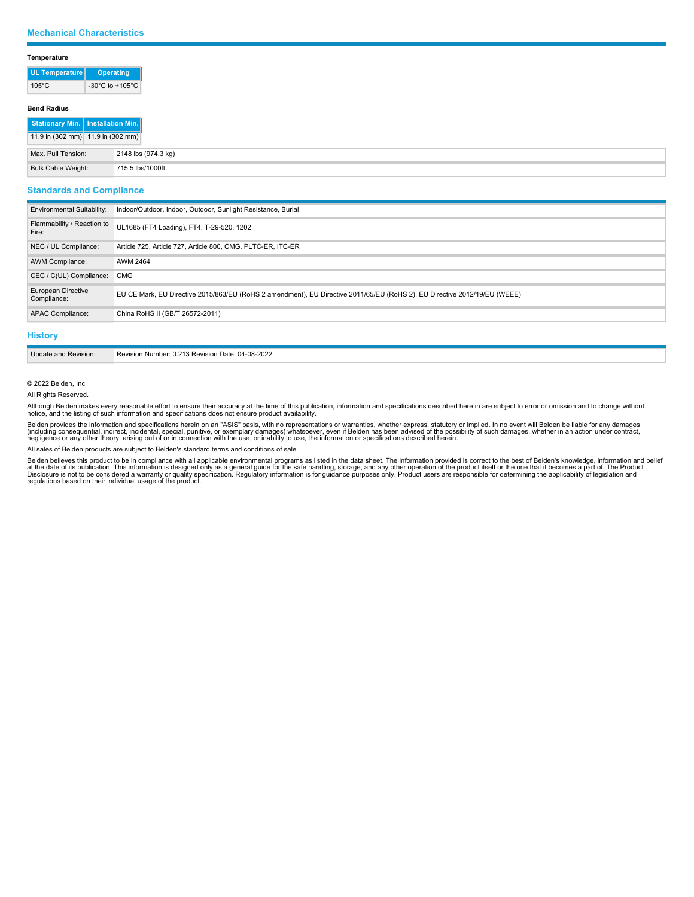## Mechanical Characteristics

**Temperature**

| UL Temperature | Operating |
|---|---|
| 105°C | -30°C to +105°C |

**Bend Radius**

| Stationary Min. | Installation Min. |
|---|---|
| 11.9 in (302 mm) | 11.9 in (302 mm) |

| | |
|---|---|
| Max. Pull Tension: | 2148 lbs (974.3 kg) |
| Bulk Cable Weight: | 715.5 lbs/1000ft |

## Standards and Compliance

| | |
|---|---|
| Environmental Suitability: | Indoor/Outdoor, Indoor, Outdoor, Sunlight Resistance, Burial |
| Flammability / Reaction to Fire: | UL1685 (FT4 Loading), FT4, T-29-520, 1202 |
| NEC / UL Compliance: | Article 725, Article 727, Article 800, CMG, PLTC-ER, ITC-ER |
| AWM Compliance: | AWM 2464 |
| CEC / C(UL) Compliance: | CMG |
| European Directive Compliance: | EU CE Mark, EU Directive 2015/863/EU (RoHS 2 amendment), EU Directive 2011/65/EU (RoHS 2), EU Directive 2012/19/EU (WEEE) |
| APAC Compliance: | China RoHS II (GB/T 26572-2011) |

## History

| | |
|---|---|
| Update and Revision: | Revision Number: 0.213 Revision Date: 04-08-2022 |

© 2022 Belden, Inc

All Rights Reserved.

Although Belden makes every reasonable effort to ensure their accuracy at the time of this publication, information and specifications described here in are subject to error or omission and to change without notice, and the listing of such information and specifications does not ensure product availability.

Belden provides the information and specifications herein on an "ASIS" basis, with no representations or warranties, whether express, statutory or implied. In no event will Belden be liable for any damages (including consequential, indirect, incidental, special, punitive, or exemplary damages) whatsoever, even if Belden has been advised of the possibility of such damages, whether in an action under contract, negligence or any other theory, arising out of or in connection with the use, or inability to use, the information or specifications described herein.

All sales of Belden products are subject to Belden's standard terms and conditions of sale.

Belden believes this product to be in compliance with all applicable environmental programs as listed in the data sheet. The information provided is correct to the best of Belden's knowledge, information and belief at the date of its publication. This information is designed only as a general guide for the safe handling, storage, and any other operation of the product itself or the one that it becomes a part of. The Product Disclosure is not to be considered a warranty or quality specification. Regulatory information is for guidance purposes only. Product users are responsible for determining the applicability of legislation and regulations based on their individual usage of the product.